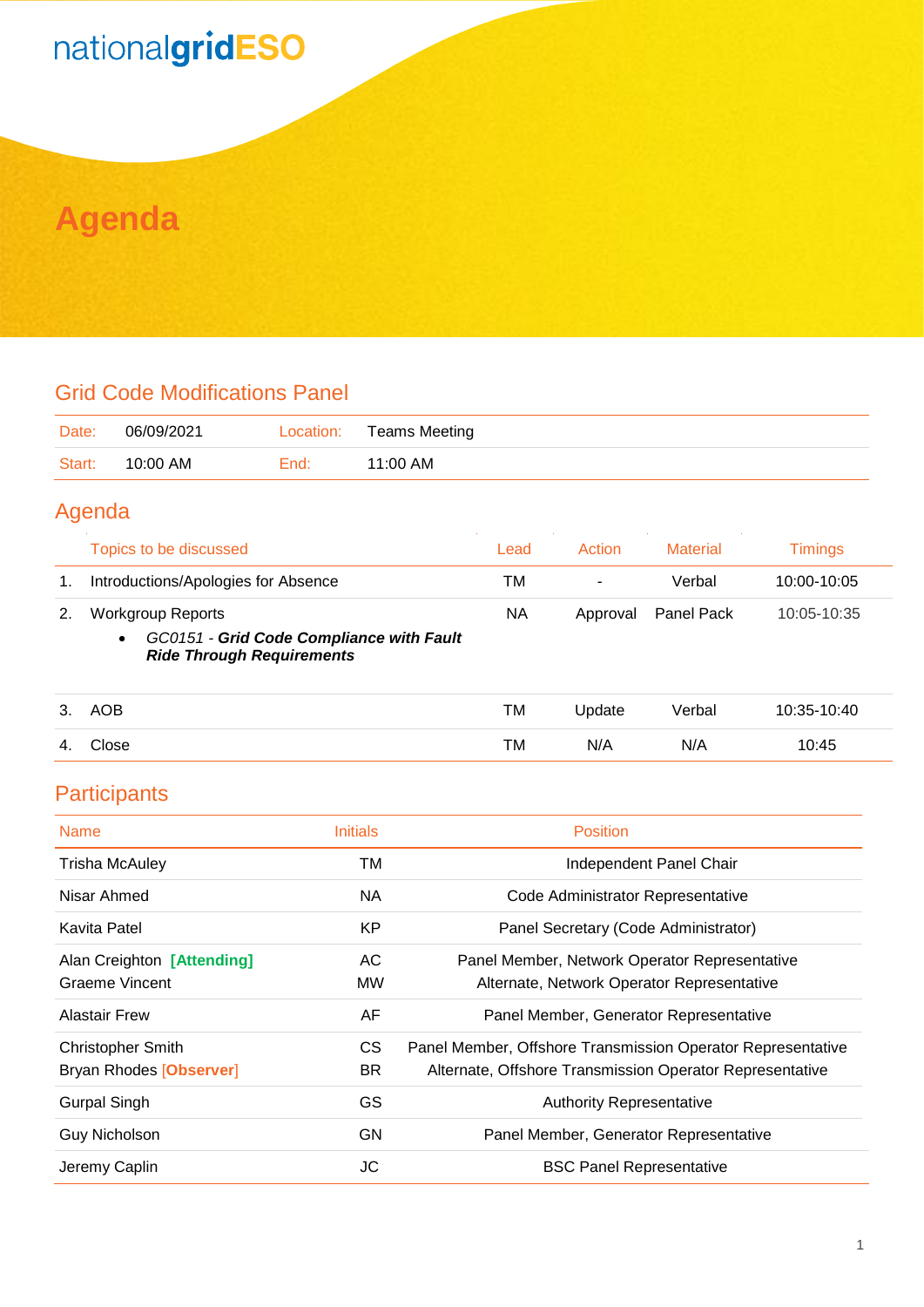nationalgridESO

# Agenda

## Grid Code Modifications Panel

| | | | |
|---|---|---|---|
| Date: | 06/09/2021 | Location: | Teams Meeting |
| Start: | 10:00 AM | End: | 11:00 AM |

## Agenda

| | Topics to be discussed | Lead | Action | Material | Timings |
|---|---|---|---|---|---|
| 1. | Introductions/Apologies for Absence | TM | - | Verbal | 10:00-10:05 |
| 2. | Workgroup Reports<br>• *GC0151 - **Grid Code Compliance with Fault Ride Through Requirements*** | NA | Approval | Panel Pack | 10:05-10:35 |
| 3. | AOB | TM | Update | Verbal | 10:35-10:40 |
| 4. | Close | TM | N/A | N/A | 10:45 |

## Participants

| Name | Initials | Position |
|---|---|---|
| Trisha McAuley | TM | Independent Panel Chair |
| Nisar Ahmed | NA | Code Administrator Representative |
| Kavita Patel | KP | Panel Secretary (Code Administrator) |
| Alan Creighton **[Attending]**<br>Graeme Vincent | AC<br>MW | Panel Member, Network Operator Representative<br>Alternate, Network Operator Representative |
| Alastair Frew | AF | Panel Member, Generator Representative |
| Christopher Smith<br>Bryan Rhodes [**Observer**] | CS<br>BR | Panel Member, Offshore Transmission Operator Representative<br>Alternate, Offshore Transmission Operator Representative |
| Gurpal Singh | GS | Authority Representative |
| Guy Nicholson | GN | Panel Member, Generator Representative |
| Jeremy Caplin | JC | BSC Panel Representative |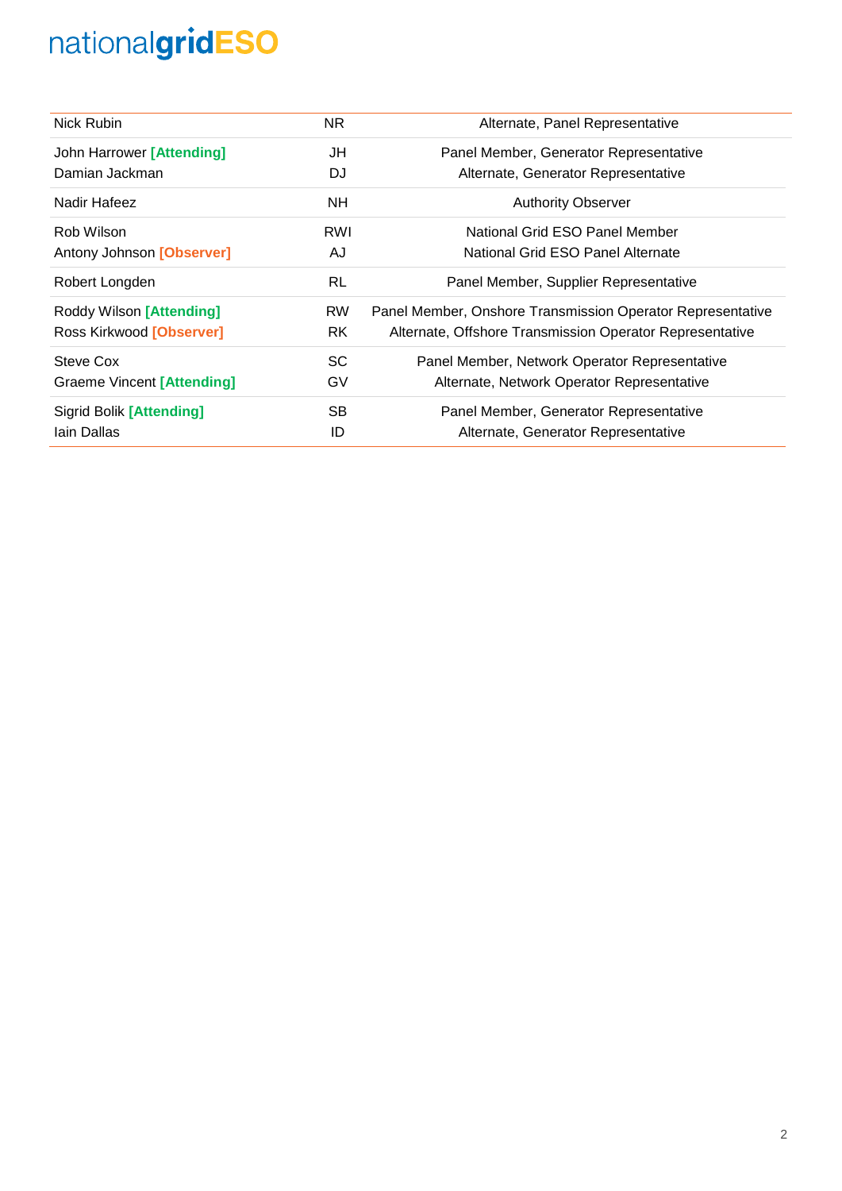| | | |
|---|---|---|
| Nick Rubin | NR | Alternate, Panel Representative |
| John Harrower [Attending] | JH | Panel Member, Generator Representative |
| Damian Jackman | DJ | Alternate, Generator Representative |
| Nadir Hafeez | NH | Authority Observer |
| Rob Wilson | RWI | National Grid ESO Panel Member |
| Antony Johnson [Observer] | AJ | National Grid ESO Panel Alternate |
| Robert Longden | RL | Panel Member, Supplier Representative |
| Roddy Wilson [Attending] | RW | Panel Member, Onshore Transmission Operator Representative |
| Ross Kirkwood [Observer] | RK | Alternate, Offshore Transmission Operator Representative |
| Steve Cox | SC | Panel Member, Network Operator Representative |
| Graeme Vincent [Attending] | GV | Alternate, Network Operator Representative |
| Sigrid Bolik [Attending] | SB | Panel Member, Generator Representative |
| Iain Dallas | ID | Alternate, Generator Representative |